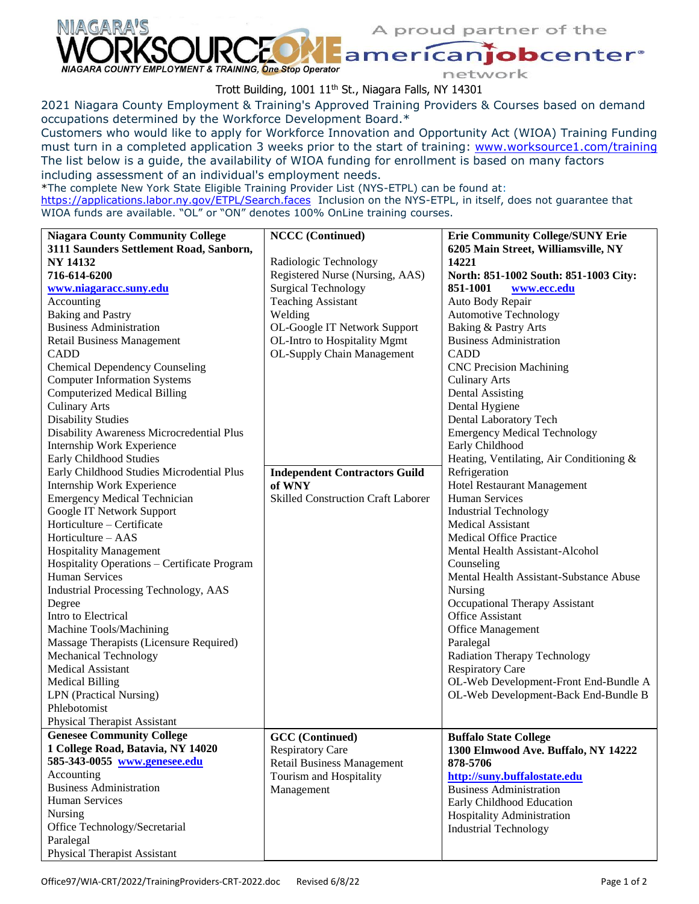NIAGARA'S WORKSOURCE ONE
NIAGARA COUNTY EMPLOYMENT & TRAINING, One Stop Operator

A proud partner of the americanjobcenter network

Trott Building, 1001 11th St., Niagara Falls, NY 14301

2021 Niagara County Employment & Training's Approved Training Providers & Courses based on demand occupations determined by the Workforce Development Board.*

Customers who would like to apply for Workforce Innovation and Opportunity Act (WIOA) Training Funding must turn in a completed application 3 weeks prior to the start of training: www.worksource1.com/training

The list below is a guide, the availability of WIOA funding for enrollment is based on many factors including assessment of an individual's employment needs.

*The complete New York State Eligible Training Provider List (NYS-ETPL) can be found at: https://applications.labor.ny.gov/ETPL/Search.faces Inclusion on the NYS-ETPL, in itself, does not guarantee that WIOA funds are available. "OL" or "ON" denotes 100% OnLine training courses.

**Niagara County Community College**
**3111 Saunders Settlement Road, Sanborn, NY 14132**
**716-614-6200**
**www.niagaracc.suny.edu**

- Accounting
- Baking and Pastry
- Business Administration
- Retail Business Management
- CADD
- Chemical Dependency Counseling
- Computer Information Systems
- Computerized Medical Billing
- Culinary Arts
- Disability Studies
- Disability Awareness Microcredential Plus Internship Work Experience
- Early Childhood Studies
- Early Childhood Studies Microdential Plus Internship Work Experience
- Emergency Medical Technician
- Google IT Network Support
- Horticulture – Certificate
- Horticulture – AAS
- Hospitality Management
- Hospitality Operations – Certificate Program
- Human Services
- Industrial Processing Technology, AAS Degree
- Intro to Electrical
- Machine Tools/Machining
- Massage Therapists (Licensure Required)
- Mechanical Technology
- Medical Assistant
- Medical Billing
- LPN (Practical Nursing)
- Phlebotomist
- Physical Therapist Assistant

**NCCC (Continued)**

- Radiologic Technology
- Registered Nurse (Nursing, AAS)
- Surgical Technology
- Teaching Assistant
- Welding
- OL-Google IT Network Support
- OL-Intro to Hospitality Mgmt
- OL-Supply Chain Management

**Independent Contractors Guild of WNY**

- Skilled Construction Craft Laborer

**Erie Community College/SUNY Erie**
**6205 Main Street, Williamsville, NY 14221**
**North: 851-1002 South: 851-1003 City: 851-1001 www.ecc.edu**

- Auto Body Repair
- Automotive Technology
- Baking & Pastry Arts
- Business Administration
- CADD
- CNC Precision Machining
- Culinary Arts
- Dental Assisting
- Dental Hygiene
- Dental Laboratory Tech
- Emergency Medical Technology
- Early Childhood
- Heating, Ventilating, Air Conditioning & Refrigeration
- Hotel Restaurant Management
- Human Services
- Industrial Technology
- Medical Assistant
- Medical Office Practice
- Mental Health Assistant-Alcohol Counseling
- Mental Health Assistant-Substance Abuse
- Nursing
- Occupational Therapy Assistant
- Office Assistant
- Office Management
- Paralegal
- Radiation Therapy Technology
- Respiratory Care
- OL-Web Development-Front End-Bundle A
- OL-Web Development-Back End-Bundle B

**Genesee Community College**
**1 College Road, Batavia, NY 14020**
**585-343-0055 www.genesee.edu**

- Accounting
- Business Administration
- Human Services
- Nursing
- Office Technology/Secretarial
- Paralegal
- Physical Therapist Assistant

**GCC (Continued)**

- Respiratory Care
- Retail Business Management
- Tourism and Hospitality Management

**Buffalo State College**
**1300 Elmwood Ave. Buffalo, NY 14222**
**878-5706**
**http://suny.buffalostate.edu**

- Business Administration
- Early Childhood Education
- Hospitality Administration
- Industrial Technology

Office97/WIA-CRT/2022/TrainingProviders-CRT-2022.doc Revised 6/8/22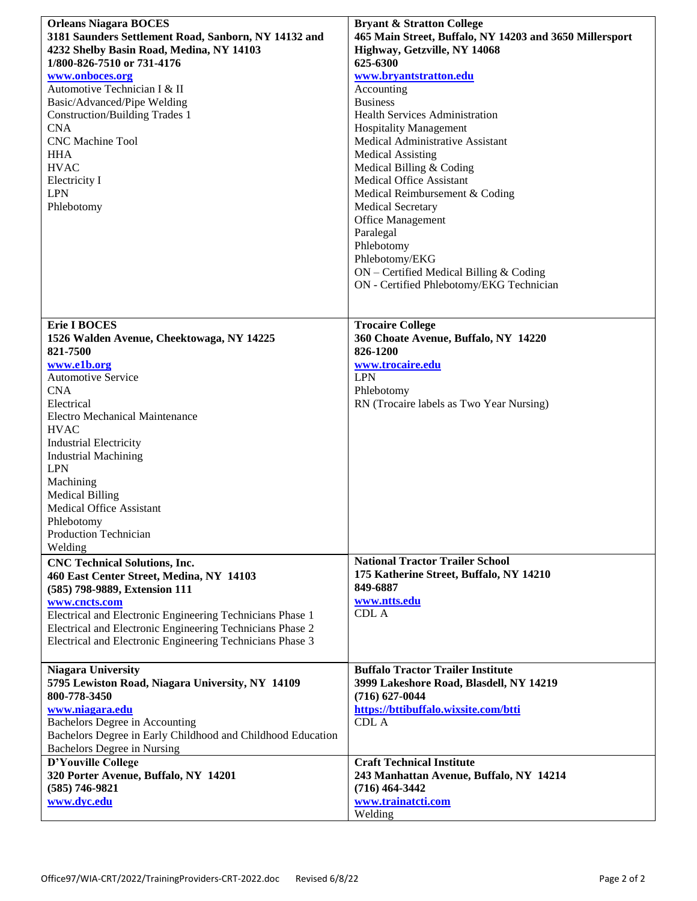| | |
|---|---|
| **Orleans Niagara BOCES**<br>**3181 Saunders Settlement Road, Sanborn, NY 14132 and 4232 Shelby Basin Road, Medina, NY 14103**<br>**1/800-826-7510 or 731-4176**<br>**www.onboces.org**<br>Automotive Technician I & II<br>Basic/Advanced/Pipe Welding<br>Construction/Building Trades 1<br>CNA<br>CNC Machine Tool<br>HHA<br>HVAC<br>Electricity I<br>LPN<br>Phlebotomy | **Bryant & Stratton College**<br>**465 Main Street, Buffalo, NY 14203 and 3650 Millersport Highway, Getzville, NY 14068**<br>**625-6300**<br>**www.bryantstratton.edu**<br>Accounting<br>Business<br>Health Services Administration<br>Hospitality Management<br>Medical Administrative Assistant<br>Medical Assisting<br>Medical Billing & Coding<br>Medical Office Assistant<br>Medical Reimbursement & Coding<br>Medical Secretary<br>Office Management<br>Paralegal<br>Phlebotomy<br>Phlebotomy/EKG<br>ON – Certified Medical Billing & Coding<br>ON - Certified Phlebotomy/EKG Technician |
| **Erie I BOCES**<br>**1526 Walden Avenue, Cheektowaga, NY 14225**<br>**821-7500**<br>**www.e1b.org**<br>Automotive Service<br>CNA<br>Electrical<br>Electro Mechanical Maintenance<br>HVAC<br>Industrial Electricity<br>Industrial Machining<br>LPN<br>Machining<br>Medical Billing<br>Medical Office Assistant<br>Phlebotomy<br>Production Technician<br>Welding | **Trocaire College**<br>**360 Choate Avenue, Buffalo, NY 14220**<br>**826-1200**<br>**www.trocaire.edu**<br>LPN<br>Phlebotomy<br>RN (Trocaire labels as Two Year Nursing) |
| **CNC Technical Solutions, Inc.**<br>**460 East Center Street, Medina, NY 14103**<br>**(585) 798-9889, Extension 111**<br>**www.cncts.com**<br>Electrical and Electronic Engineering Technicians Phase 1<br>Electrical and Electronic Engineering Technicians Phase 2<br>Electrical and Electronic Engineering Technicians Phase 3 | **National Tractor Trailer School**<br>**175 Katherine Street, Buffalo, NY 14210**<br>**849-6887**<br>**www.ntts.edu**<br>CDL A |
| **Niagara University**<br>**5795 Lewiston Road, Niagara University, NY 14109**<br>**800-778-3450**<br>**www.niagara.edu**<br>Bachelors Degree in Accounting<br>Bachelors Degree in Early Childhood and Childhood Education<br>Bachelors Degree in Nursing | **Buffalo Tractor Trailer Institute**<br>**3999 Lakeshore Road, Blasdell, NY 14219**<br>**(716) 627-0044**<br>**https://bttibuffalo.wixsite.com/btti**<br>CDL A |
| **D'Youville College**<br>**320 Porter Avenue, Buffalo, NY 14201**<br>**(585) 746-9821**<br>**www.dyc.edu** | **Craft Technical Institute**<br>**243 Manhattan Avenue, Buffalo, NY 14214**<br>**(716) 464-3442**<br>**www.trainatcti.com**<br>Welding |

Office97/WIA-CRT/2022/TrainingProviders-CRT-2022.doc Revised 6/8/22